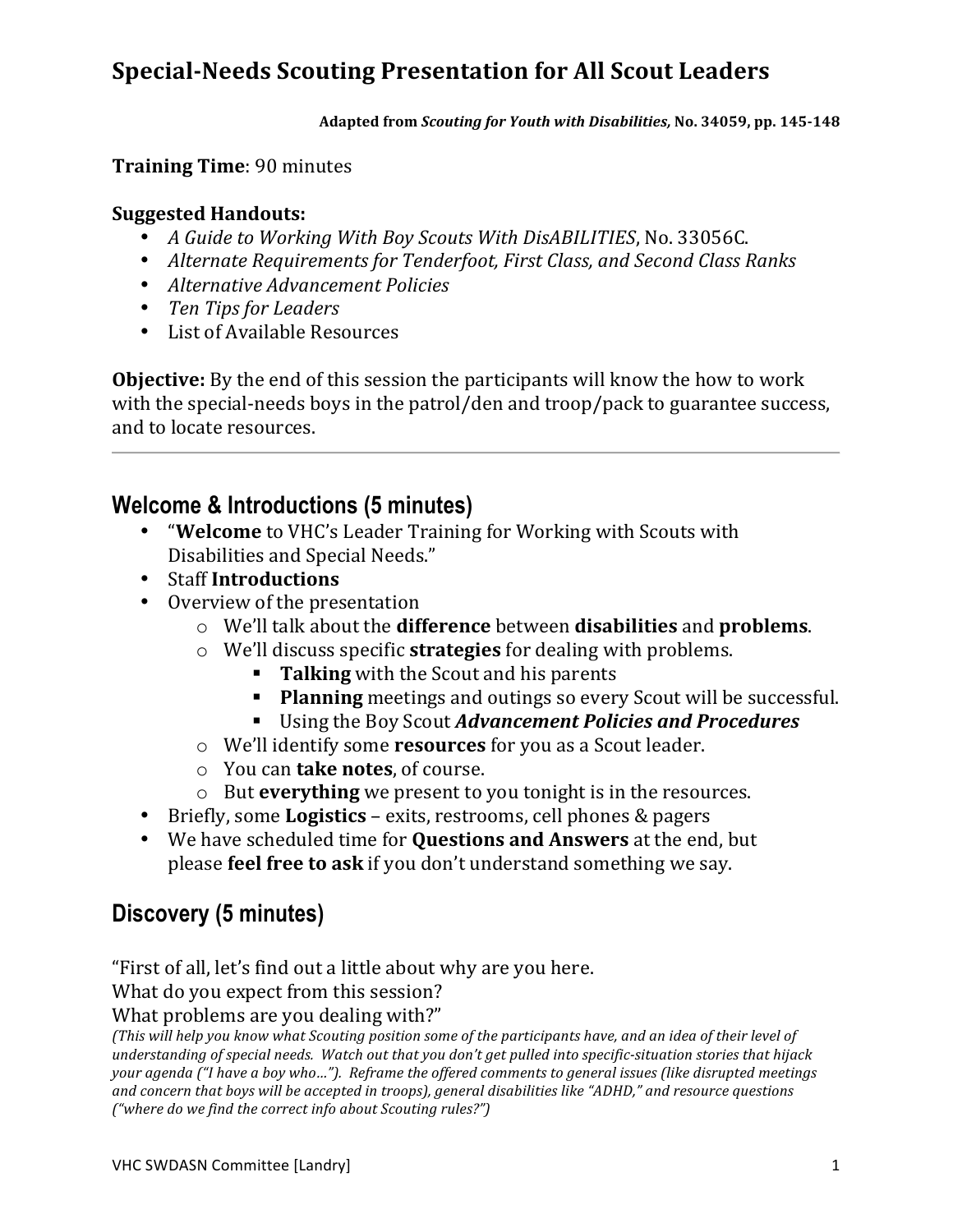# Special-Needs Scouting Presentation for All Scout Leaders

**Adapted from *Scouting for Youth with Disabilities*, No. 34059, pp. 145-148**

**Training Time**: 90 minutes

**Suggested Handouts:**

- *A Guide to Working With Boy Scouts With DisABILITIES*, No. 33056C.
- *Alternate Requirements for Tenderfoot, First Class, and Second Class Ranks*
- *Alternative Advancement Policies*
- *Ten Tips for Leaders*
- List of Available Resources

**Objective:** By the end of this session the participants will know the how to work with the special-needs boys in the patrol/den and troop/pack to guarantee success, and to locate resources.

---

## Welcome & Introductions (5 minutes)

- "**Welcome** to VHC's Leader Training for Working with Scouts with Disabilities and Special Needs."
- Staff **Introductions**
- Overview of the presentation
  - We'll talk about the **difference** between **disabilities** and **problems**.
  - We'll discuss specific **strategies** for dealing with problems.
    - **Talking** with the Scout and his parents
    - **Planning** meetings and outings so every Scout will be successful.
    - Using the Boy Scout ***Advancement Policies and Procedures***
  - We'll identify some **resources** for you as a Scout leader.
  - You can **take notes**, of course.
  - But **everything** we present to you tonight is in the resources.
- Briefly, some **Logistics** – exits, restrooms, cell phones & pagers
- We have scheduled time for **Questions and Answers** at the end, but please **feel free to ask** if you don't understand something we say.

## Discovery (5 minutes)

"First of all, let's find out a little about why are you here.
What do you expect from this session?
What problems are you dealing with?"

*(This will help you know what Scouting position some of the participants have, and an idea of their level of understanding of special needs. Watch out that you don't get pulled into specific-situation stories that hijack your agenda ("I have a boy who…"). Reframe the offered comments to general issues (like disrupted meetings and concern that boys will be accepted in troops), general disabilities like "ADHD," and resource questions ("where do we find the correct info about Scouting rules?")*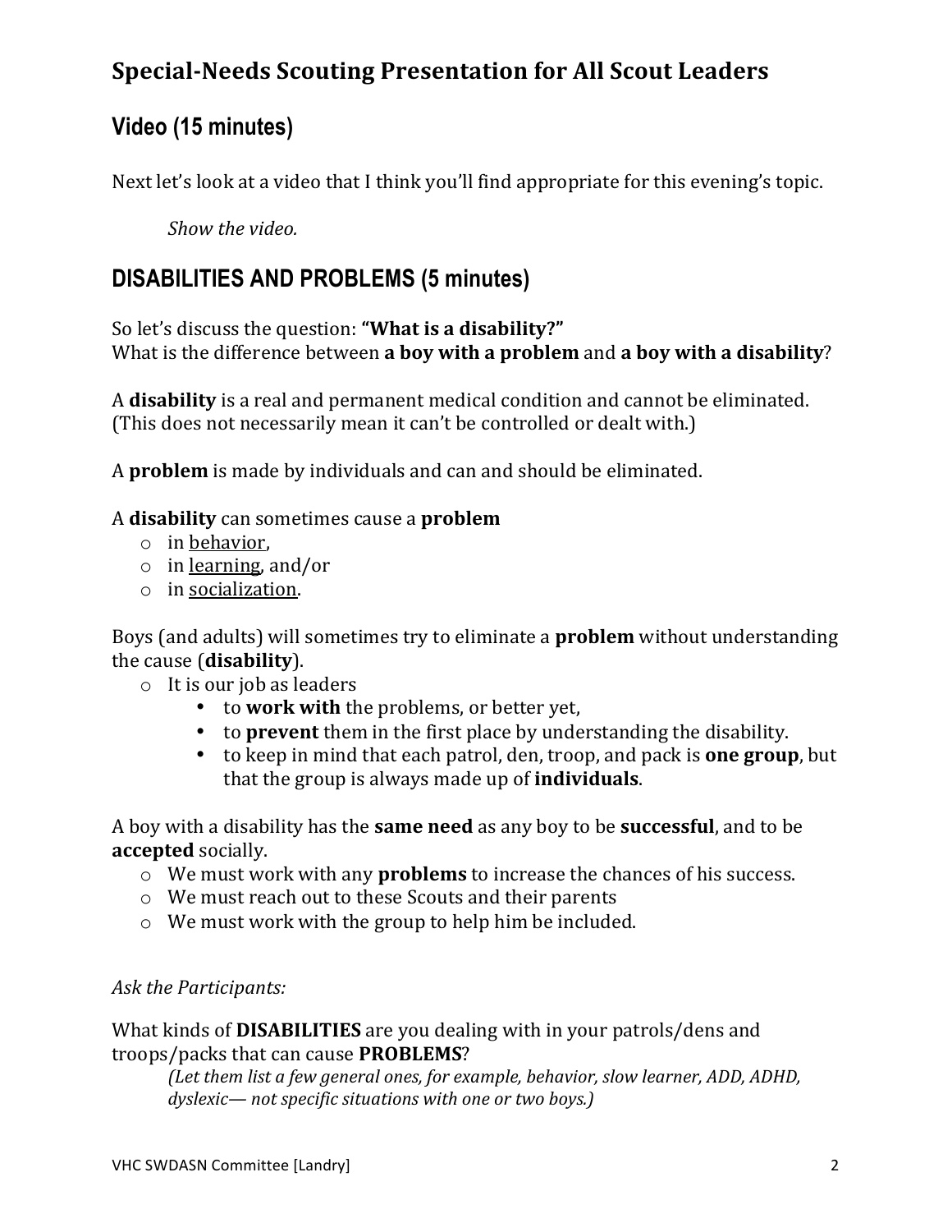# Special-Needs Scouting Presentation for All Scout Leaders

## Video (15 minutes)

Next let's look at a video that I think you'll find appropriate for this evening's topic.

*Show the video.*

## DISABILITIES AND PROBLEMS (5 minutes)

So let's discuss the question: **"What is a disability?"**
What is the difference between **a boy with a problem** and **a boy with a disability**?

A **disability** is a real and permanent medical condition and cannot be eliminated. (This does not necessarily mean it can't be controlled or dealt with.)

A **problem** is made by individuals and can and should be eliminated.

A **disability** can sometimes cause a **problem**

- in <u>behavior</u>,
- in <u>learning</u>, and/or
- in <u>socialization</u>.

Boys (and adults) will sometimes try to eliminate a **problem** without understanding the cause (**disability**).

- It is our job as leaders
  - to **work with** the problems, or better yet,
  - to **prevent** them in the first place by understanding the disability.
  - to keep in mind that each patrol, den, troop, and pack is **one group**, but that the group is always made up of **individuals**.

A boy with a disability has the **same need** as any boy to be **successful**, and to be **accepted** socially.

- We must work with any **problems** to increase the chances of his success.
- We must reach out to these Scouts and their parents
- We must work with the group to help him be included.

*Ask the Participants:*

What kinds of **DISABILITIES** are you dealing with in your patrols/dens and troops/packs that can cause **PROBLEMS**?

*(Let them list a few general ones, for example, behavior, slow learner, ADD, ADHD, dyslexic— not specific situations with one or two boys.)*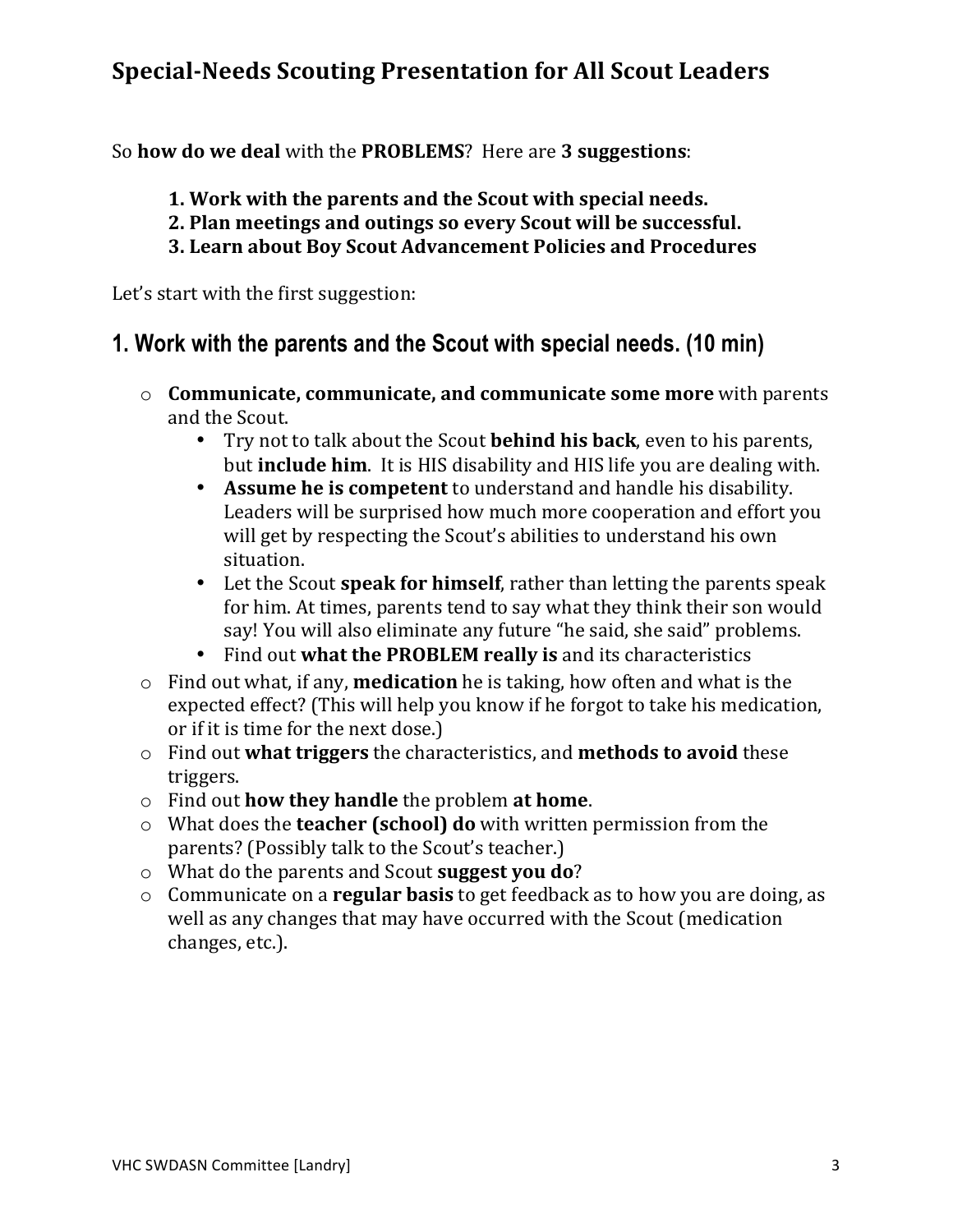## Special-Needs Scouting Presentation for All Scout Leaders

So **how do we deal** with the **PROBLEMS**? Here are **3 suggestions**:

> **1. Work with the parents and the Scout with special needs.**
> **2. Plan meetings and outings so every Scout will be successful.**
> **3. Learn about Boy Scout Advancement Policies and Procedures**

Let's start with the first suggestion:

## 1. Work with the parents and the Scout with special needs. (10 min)

- **Communicate, communicate, and communicate some more** with parents and the Scout.
  - Try not to talk about the Scout **behind his back**, even to his parents, but **include him**. It is HIS disability and HIS life you are dealing with.
  - **Assume he is competent** to understand and handle his disability. Leaders will be surprised how much more cooperation and effort you will get by respecting the Scout's abilities to understand his own situation.
  - Let the Scout **speak for himself**, rather than letting the parents speak for him. At times, parents tend to say what they think their son would say! You will also eliminate any future "he said, she said" problems.
  - Find out **what the PROBLEM really is** and its characteristics
- Find out what, if any, **medication** he is taking, how often and what is the expected effect? (This will help you know if he forgot to take his medication, or if it is time for the next dose.)
- Find out **what triggers** the characteristics, and **methods to avoid** these triggers.
- Find out **how they handle** the problem **at home**.
- What does the **teacher (school) do** with written permission from the parents? (Possibly talk to the Scout's teacher.)
- What do the parents and Scout **suggest you do**?
- Communicate on a **regular basis** to get feedback as to how you are doing, as well as any changes that may have occurred with the Scout (medication changes, etc.).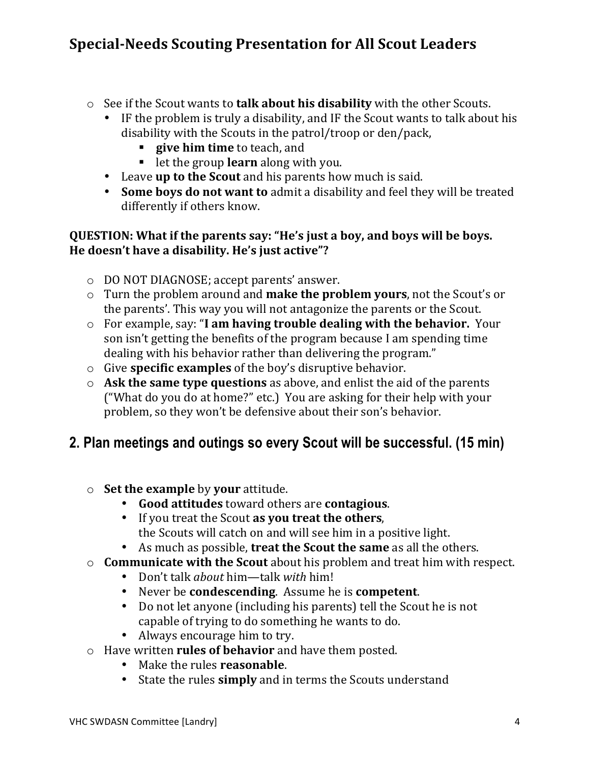- See if the Scout wants to **talk about his disability** with the other Scouts.
  - IF the problem is truly a disability, and IF the Scout wants to talk about his disability with the Scouts in the patrol/troop or den/pack,
    - **give him time** to teach, and
    - let the group **learn** along with you.
  - Leave **up to the Scout** and his parents how much is said.
  - **Some boys do not want to** admit a disability and feel they will be treated differently if others know.

**QUESTION: What if the parents say: "He's just a boy, and boys will be boys. He doesn't have a disability. He's just active"?**

- DO NOT DIAGNOSE; accept parents' answer.
- Turn the problem around and **make the problem yours**, not the Scout's or the parents'. This way you will not antagonize the parents or the Scout.
- For example, say: "**I am having trouble dealing with the behavior.** Your son isn't getting the benefits of the program because I am spending time dealing with his behavior rather than delivering the program."
- Give **specific examples** of the boy's disruptive behavior.
- **Ask the same type questions** as above, and enlist the aid of the parents ("What do you do at home?" etc.) You are asking for their help with your problem, so they won't be defensive about their son's behavior.

## 2. Plan meetings and outings so every Scout will be successful. (15 min)

- **Set the example** by **your** attitude.
  - **Good attitudes** toward others are **contagious**.
  - If you treat the Scout **as you treat the others**, the Scouts will catch on and will see him in a positive light.
  - As much as possible, **treat the Scout the same** as all the others.
- **Communicate with the Scout** about his problem and treat him with respect.
  - Don't talk *about* him—talk *with* him!
  - Never be **condescending**. Assume he is **competent**.
  - Do not let anyone (including his parents) tell the Scout he is not capable of trying to do something he wants to do.
  - Always encourage him to try.
- Have written **rules of behavior** and have them posted.
  - Make the rules **reasonable**.
  - State the rules **simply** and in terms the Scouts understand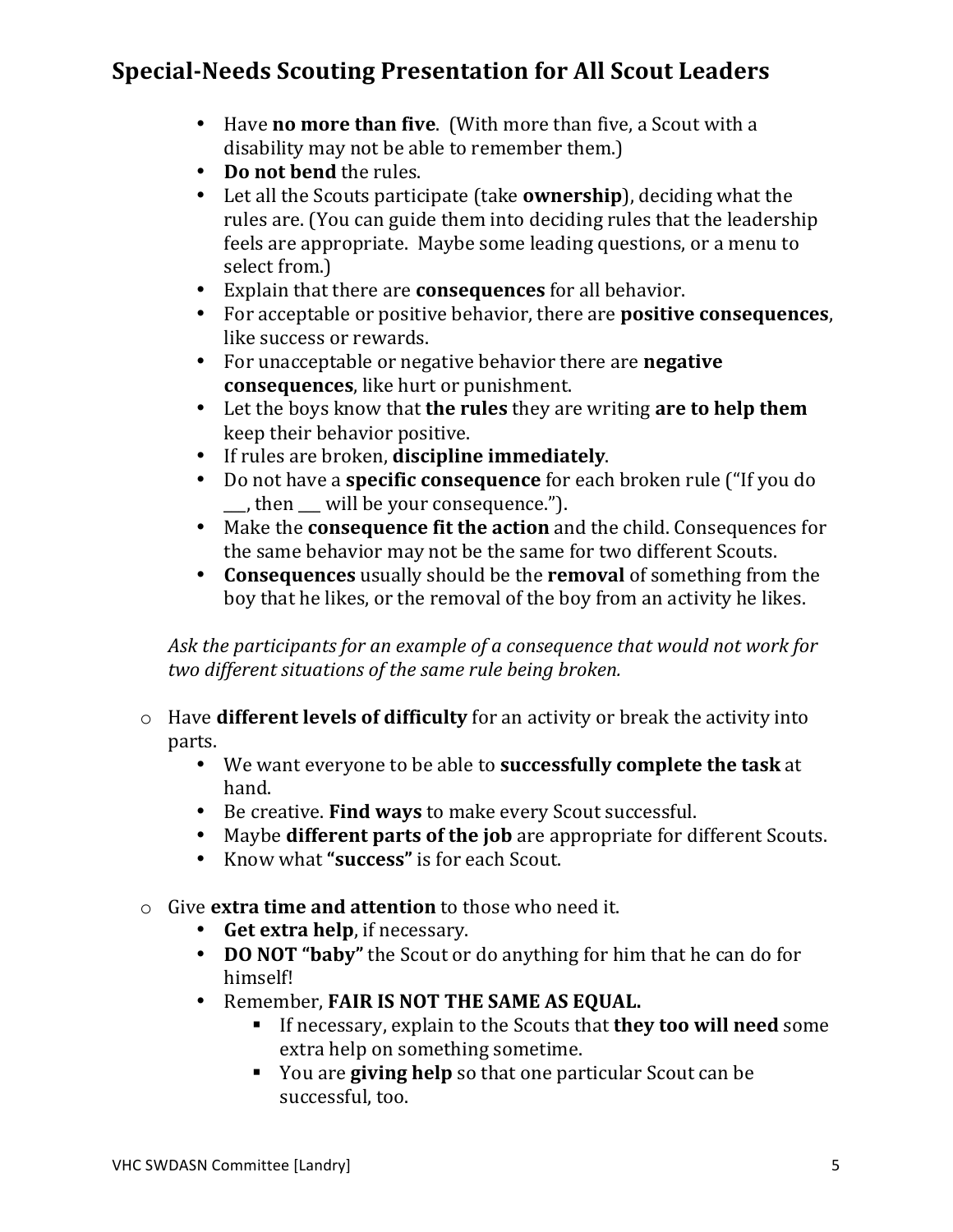## Special-Needs Scouting Presentation for All Scout Leaders

- Have **no more than five**. (With more than five, a Scout with a disability may not be able to remember them.)
- **Do not bend** the rules.
- Let all the Scouts participate (take **ownership**), deciding what the rules are. (You can guide them into deciding rules that the leadership feels are appropriate. Maybe some leading questions, or a menu to select from.)
- Explain that there are **consequences** for all behavior.
- For acceptable or positive behavior, there are **positive consequences**, like success or rewards.
- For unacceptable or negative behavior there are **negative consequences**, like hurt or punishment.
- Let the boys know that **the rules** they are writing **are to help them** keep their behavior positive.
- If rules are broken, **discipline immediately**.
- Do not have a **specific consequence** for each broken rule ("If you do ___, then ___ will be your consequence.").
- Make the **consequence fit the action** and the child. Consequences for the same behavior may not be the same for two different Scouts.
- **Consequences** usually should be the **removal** of something from the boy that he likes, or the removal of the boy from an activity he likes.

*Ask the participants for an example of a consequence that would not work for two different situations of the same rule being broken.*

- Have **different levels of difficulty** for an activity or break the activity into parts.
  - We want everyone to be able to **successfully complete the task** at hand.
  - Be creative. **Find ways** to make every Scout successful.
  - Maybe **different parts of the job** are appropriate for different Scouts.
  - Know what **"success"** is for each Scout.

- Give **extra time and attention** to those who need it.
  - **Get extra help**, if necessary.
  - **DO NOT "baby"** the Scout or do anything for him that he can do for himself!
  - Remember, **FAIR IS NOT THE SAME AS EQUAL.**
    - If necessary, explain to the Scouts that **they too will need** some extra help on something sometime.
    - You are **giving help** so that one particular Scout can be successful, too.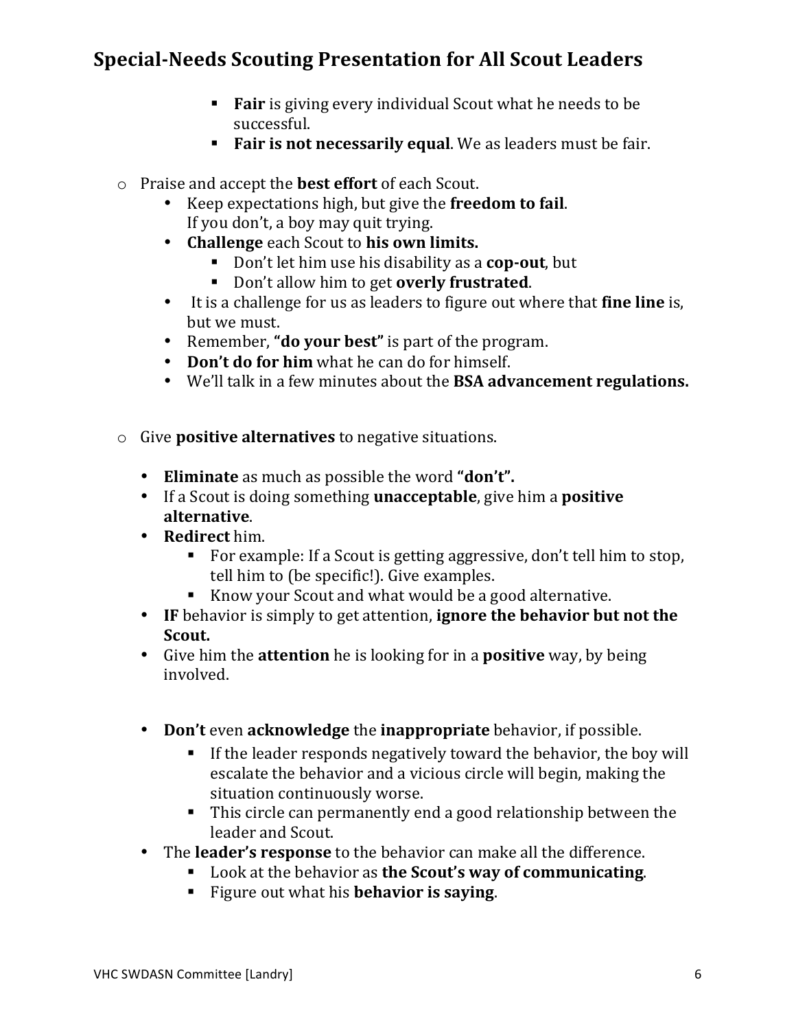## Special-Needs Scouting Presentation for All Scout Leaders

        - **Fair** is giving every individual Scout what he needs to be successful.
        - **Fair is not necessarily equal**. We as leaders must be fair.

- Praise and accept the **best effort** of each Scout.
    - Keep expectations high, but give the **freedom to fail**. If you don't, a boy may quit trying.
    - **Challenge** each Scout to **his own limits.**
        - Don't let him use his disability as a **cop-out**, but
        - Don't allow him to get **overly frustrated**.
    - It is a challenge for us as leaders to figure out where that **fine line** is, but we must.
    - Remember, **"do your best"** is part of the program.
    - **Don't do for him** what he can do for himself.
    - We'll talk in a few minutes about the **BSA advancement regulations.**

- Give **positive alternatives** to negative situations.
    - **Eliminate** as much as possible the word **"don't".**
    - If a Scout is doing something **unacceptable**, give him a **positive alternative**.
    - **Redirect** him.
        - For example: If a Scout is getting aggressive, don't tell him to stop, tell him to (be specific!). Give examples.
        - Know your Scout and what would be a good alternative.
    - **IF** behavior is simply to get attention, **ignore the behavior but not the Scout.**
    - Give him the **attention** he is looking for in a **positive** way, by being involved.
    - **Don't** even **acknowledge** the **inappropriate** behavior, if possible.
        - If the leader responds negatively toward the behavior, the boy will escalate the behavior and a vicious circle will begin, making the situation continuously worse.
        - This circle can permanently end a good relationship between the leader and Scout.
    - The **leader's response** to the behavior can make all the difference.
        - Look at the behavior as **the Scout's way of communicating**.
        - Figure out what his **behavior is saying**.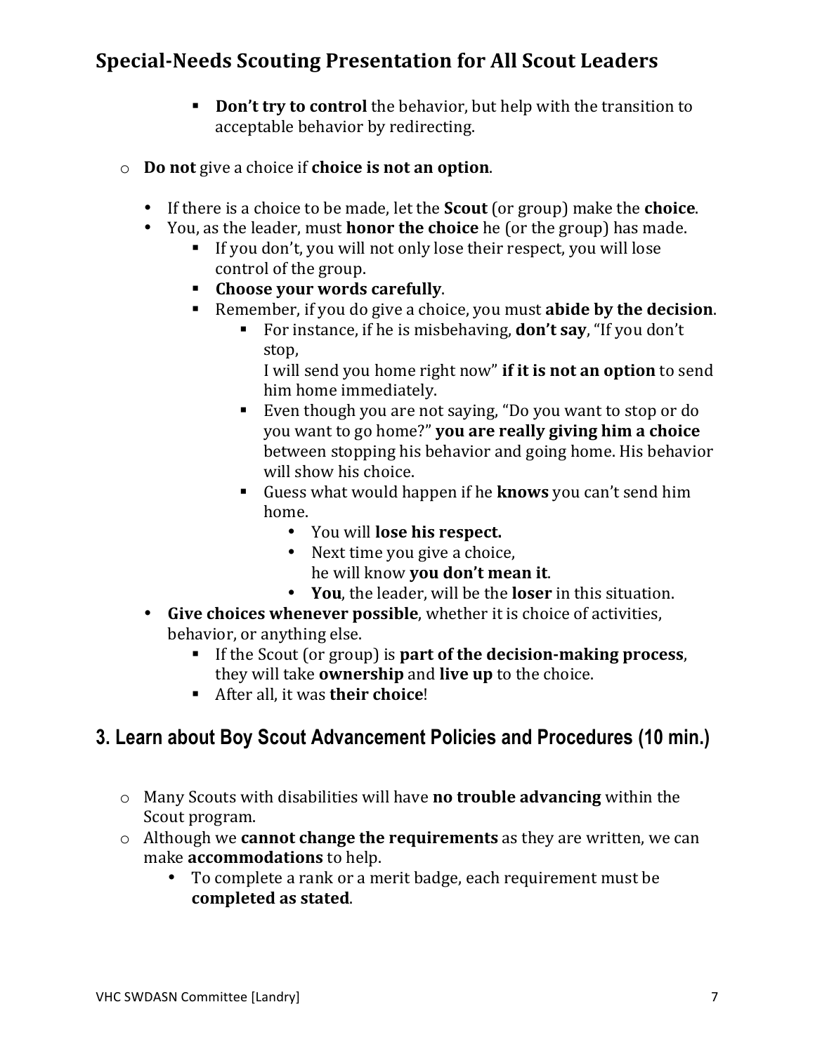## Special-Needs Scouting Presentation for All Scout Leaders

        - **Don't try to control** the behavior, but help with the transition to acceptable behavior by redirecting.

- **Do not** give a choice if **choice is not an option**.
    - If there is a choice to be made, let the **Scout** (or group) make the **choice**.
    - You, as the leader, must **honor the choice** he (or the group) has made.
        - If you don't, you will not only lose their respect, you will lose control of the group.
        - **Choose your words carefully**.
        - Remember, if you do give a choice, you must **abide by the decision**.
            - For instance, if he is misbehaving, **don't say**, "If you don't stop,
              I will send you home right now" **if it is not an option** to send him home immediately.
            - Even though you are not saying, "Do you want to stop or do you want to go home?" **you are really giving him a choice** between stopping his behavior and going home. His behavior will show his choice.
            - Guess what would happen if he **knows** you can't send him home.
                - You will **lose his respect.**
                - Next time you give a choice,
                  he will know **you don't mean it**.
                - **You**, the leader, will be the **loser** in this situation.
    - **Give choices whenever possible**, whether it is choice of activities, behavior, or anything else.
        - If the Scout (or group) is **part of the decision-making process**, they will take **ownership** and **live up** to the choice.
        - After all, it was **their choice**!

## 3. Learn about Boy Scout Advancement Policies and Procedures (10 min.)

- Many Scouts with disabilities will have **no trouble advancing** within the Scout program.
- Although we **cannot change the requirements** as they are written, we can make **accommodations** to help.
    - To complete a rank or a merit badge, each requirement must be **completed as stated**.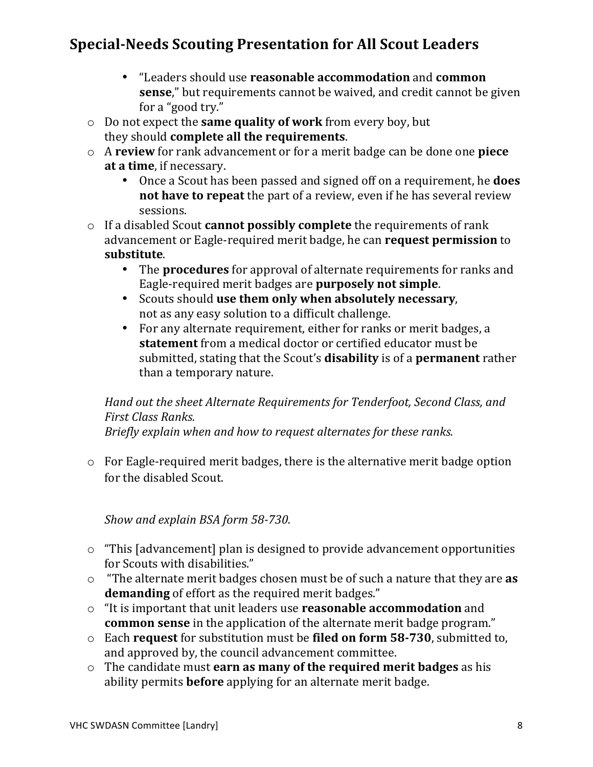## Special-Needs Scouting Presentation for All Scout Leaders

    - "Leaders should use **reasonable accommodation** and **common sense**," but requirements cannot be waived, and credit cannot be given for a "good try."
- Do not expect the **same quality of work** from every boy, but they should **complete all the requirements**.
- A **review** for rank advancement or for a merit badge can be done one **piece at a time**, if necessary.
    - Once a Scout has been passed and signed off on a requirement, he **does not have to repeat** the part of a review, even if he has several review sessions.
- If a disabled Scout **cannot possibly complete** the requirements of rank advancement or Eagle-required merit badge, he can **request permission** to **substitute**.
    - The **procedures** for approval of alternate requirements for ranks and Eagle-required merit badges are **purposely not simple**.
    - Scouts should **use them only when absolutely necessary**, not as any easy solution to a difficult challenge.
    - For any alternate requirement, either for ranks or merit badges, a **statement** from a medical doctor or certified educator must be submitted, stating that the Scout's **disability** is of a **permanent** rather than a temporary nature.

*Hand out the sheet Alternate Requirements for Tenderfoot, Second Class, and First Class Ranks.*
*Briefly explain when and how to request alternates for these ranks.*

- For Eagle-required merit badges, there is the alternative merit badge option for the disabled Scout.

*Show and explain BSA form 58-730.*

- "This [advancement] plan is designed to provide advancement opportunities for Scouts with disabilities."
- "The alternate merit badges chosen must be of such a nature that they are **as demanding** of effort as the required merit badges."
- "It is important that unit leaders use **reasonable accommodation** and **common sense** in the application of the alternate merit badge program."
- Each **request** for substitution must be **filed on form 58-730**, submitted to, and approved by, the council advancement committee.
- The candidate must **earn as many of the required merit badges** as his ability permits **before** applying for an alternate merit badge.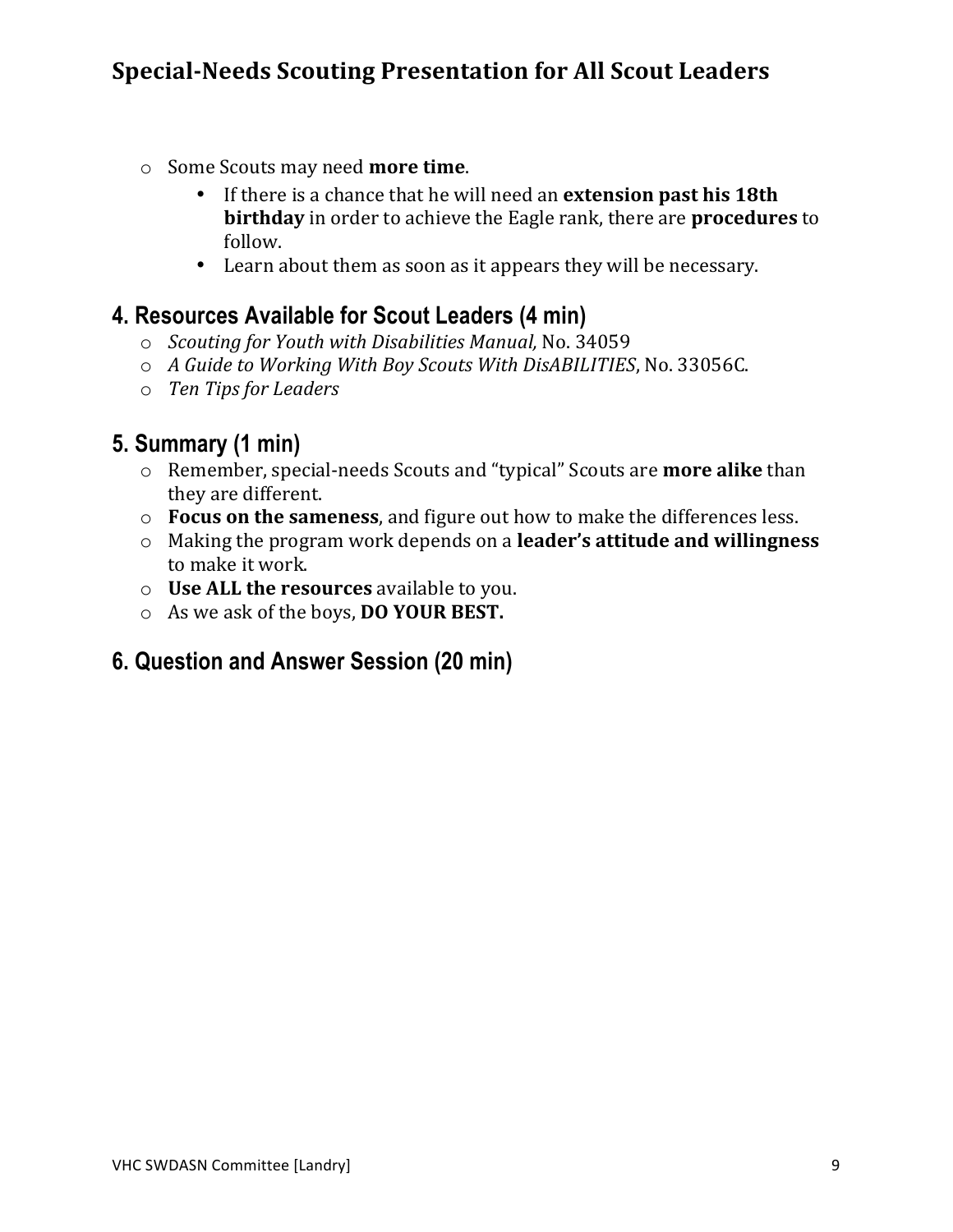- Some Scouts may need **more time**.
  - If there is a chance that he will need an **extension past his 18th birthday** in order to achieve the Eagle rank, there are **procedures** to follow.
  - Learn about them as soon as it appears they will be necessary.

## 4. Resources Available for Scout Leaders (4 min)

- *Scouting for Youth with Disabilities Manual,* No. 34059
- *A Guide to Working With Boy Scouts With DisABILITIES*, No. 33056C.
- *Ten Tips for Leaders*

## 5. Summary (1 min)

- Remember, special-needs Scouts and "typical" Scouts are **more alike** than they are different.
- **Focus on the sameness**, and figure out how to make the differences less.
- Making the program work depends on a **leader's attitude and willingness** to make it work.
- **Use ALL the resources** available to you.
- As we ask of the boys, **DO YOUR BEST.**

## 6. Question and Answer Session (20 min)